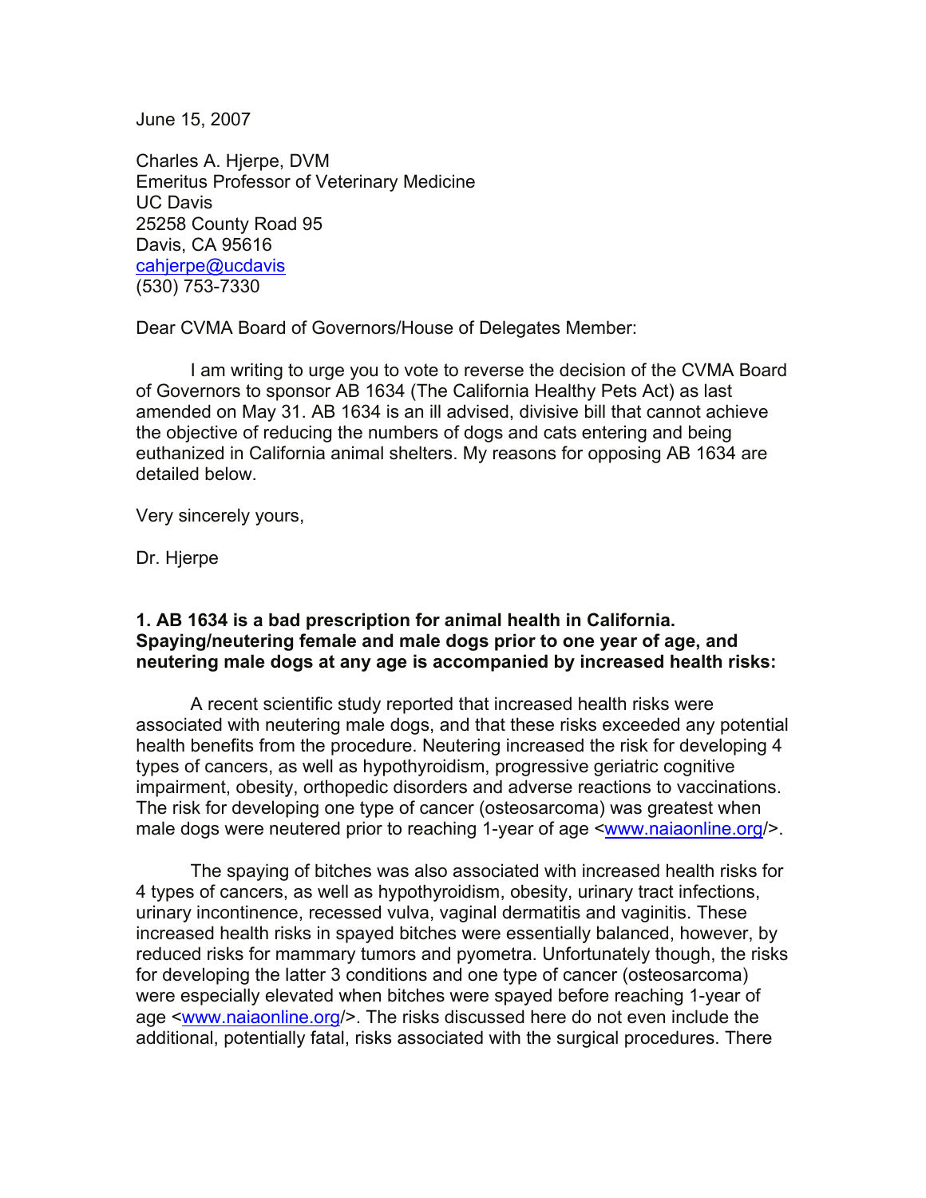June 15, 2007

Charles A. Hjerpe, DVM
Emeritus Professor of Veterinary Medicine
UC Davis
25258 County Road 95
Davis, CA 95616
cahjerpe@ucdavis
(530) 753-7330

Dear CVMA Board of Governors/House of Delegates Member:

I am writing to urge you to vote to reverse the decision of the CVMA Board of Governors to sponsor AB 1634 (The California Healthy Pets Act) as last amended on May 31. AB 1634 is an ill advised, divisive bill that cannot achieve the objective of reducing the numbers of dogs and cats entering and being euthanized in California animal shelters. My reasons for opposing AB 1634 are detailed below.

Very sincerely yours,

Dr. Hjerpe

**1. AB 1634 is a bad prescription for animal health in California. Spaying/neutering female and male dogs prior to one year of age, and neutering male dogs at any age is accompanied by increased health risks:**

A recent scientific study reported that increased health risks were associated with neutering male dogs, and that these risks exceeded any potential health benefits from the procedure. Neutering increased the risk for developing 4 types of cancers, as well as hypothyroidism, progressive geriatric cognitive impairment, obesity, orthopedic disorders and adverse reactions to vaccinations. The risk for developing one type of cancer (osteosarcoma) was greatest when male dogs were neutered prior to reaching 1-year of age <www.naiaonline.org/>.

The spaying of bitches was also associated with increased health risks for 4 types of cancers, as well as hypothyroidism, obesity, urinary tract infections, urinary incontinence, recessed vulva, vaginal dermatitis and vaginitis. These increased health risks in spayed bitches were essentially balanced, however, by reduced risks for mammary tumors and pyometra. Unfortunately though, the risks for developing the latter 3 conditions and one type of cancer (osteosarcoma) were especially elevated when bitches were spayed before reaching 1-year of age <www.naiaonline.org/>. The risks discussed here do not even include the additional, potentially fatal, risks associated with the surgical procedures. There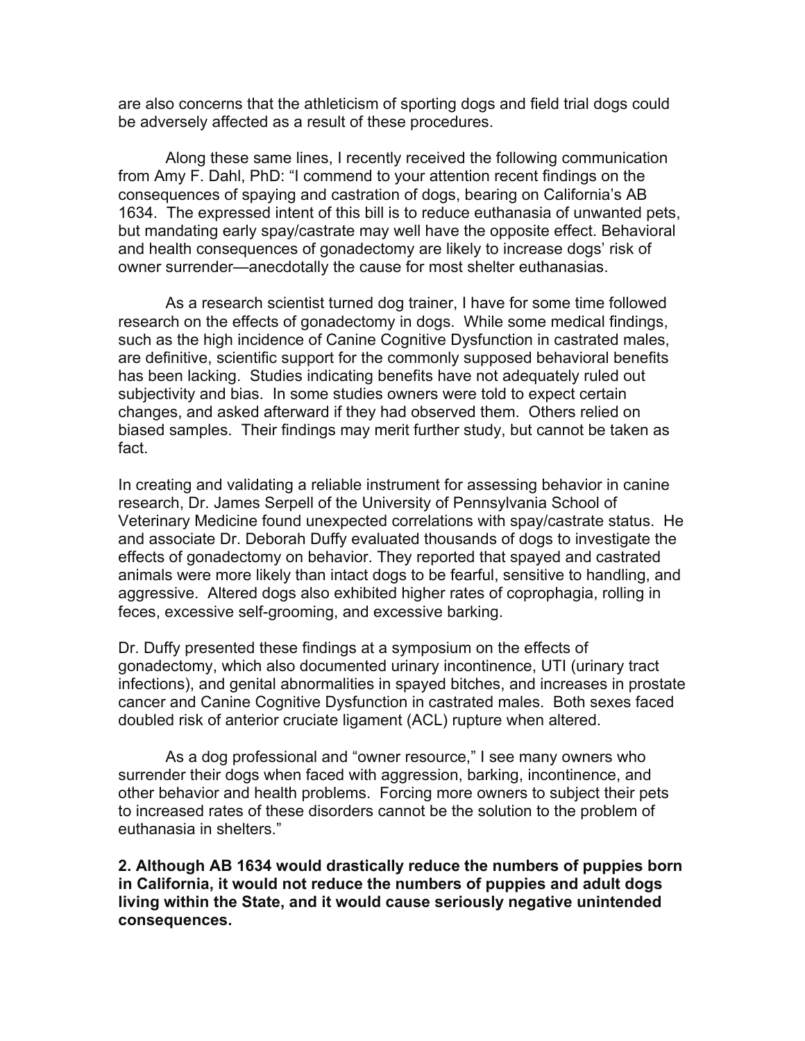are also concerns that the athleticism of sporting dogs and field trial dogs could be adversely affected as a result of these procedures.

Along these same lines, I recently received the following communication from Amy F. Dahl, PhD: "I commend to your attention recent findings on the consequences of spaying and castration of dogs, bearing on California's AB 1634. The expressed intent of this bill is to reduce euthanasia of unwanted pets, but mandating early spay/castrate may well have the opposite effect. Behavioral and health consequences of gonadectomy are likely to increase dogs' risk of owner surrender—anecdotally the cause for most shelter euthanasias.

As a research scientist turned dog trainer, I have for some time followed research on the effects of gonadectomy in dogs. While some medical findings, such as the high incidence of Canine Cognitive Dysfunction in castrated males, are definitive, scientific support for the commonly supposed behavioral benefits has been lacking. Studies indicating benefits have not adequately ruled out subjectivity and bias. In some studies owners were told to expect certain changes, and asked afterward if they had observed them. Others relied on biased samples. Their findings may merit further study, but cannot be taken as fact.

In creating and validating a reliable instrument for assessing behavior in canine research, Dr. James Serpell of the University of Pennsylvania School of Veterinary Medicine found unexpected correlations with spay/castrate status. He and associate Dr. Deborah Duffy evaluated thousands of dogs to investigate the effects of gonadectomy on behavior. They reported that spayed and castrated animals were more likely than intact dogs to be fearful, sensitive to handling, and aggressive. Altered dogs also exhibited higher rates of coprophagia, rolling in feces, excessive self-grooming, and excessive barking.

Dr. Duffy presented these findings at a symposium on the effects of gonadectomy, which also documented urinary incontinence, UTI (urinary tract infections), and genital abnormalities in spayed bitches, and increases in prostate cancer and Canine Cognitive Dysfunction in castrated males. Both sexes faced doubled risk of anterior cruciate ligament (ACL) rupture when altered.

As a dog professional and "owner resource," I see many owners who surrender their dogs when faced with aggression, barking, incontinence, and other behavior and health problems. Forcing more owners to subject their pets to increased rates of these disorders cannot be the solution to the problem of euthanasia in shelters."

**2. Although AB 1634 would drastically reduce the numbers of puppies born in California, it would not reduce the numbers of puppies and adult dogs living within the State, and it would cause seriously negative unintended consequences.**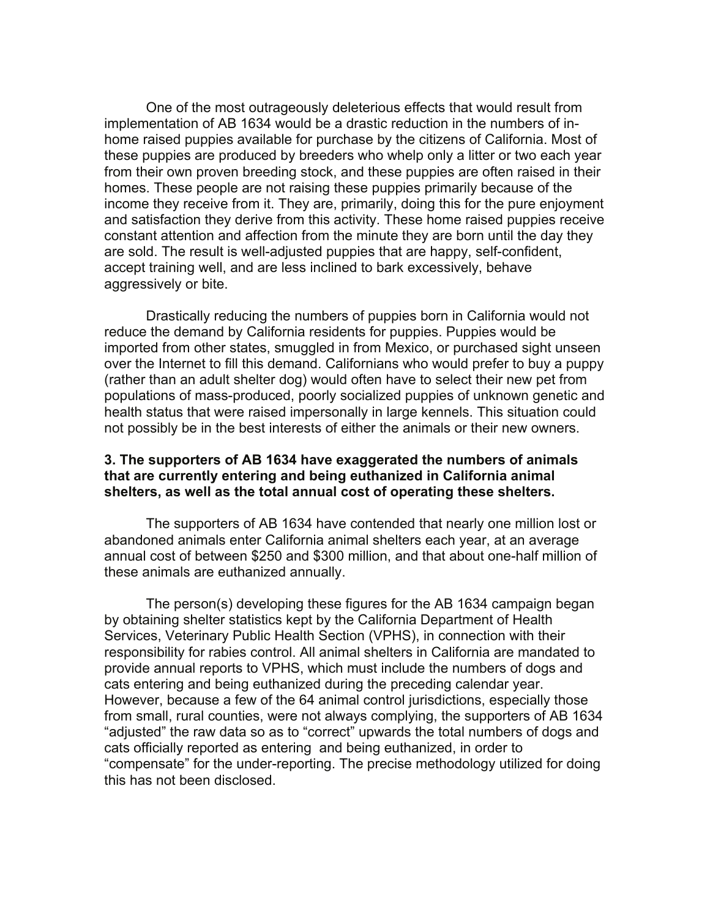One of the most outrageously deleterious effects that would result from implementation of AB 1634 would be a drastic reduction in the numbers of in-home raised puppies available for purchase by the citizens of California. Most of these puppies are produced by breeders who whelp only a litter or two each year from their own proven breeding stock, and these puppies are often raised in their homes. These people are not raising these puppies primarily because of the income they receive from it. They are, primarily, doing this for the pure enjoyment and satisfaction they derive from this activity. These home raised puppies receive constant attention and affection from the minute they are born until the day they are sold. The result is well-adjusted puppies that are happy, self-confident, accept training well, and are less inclined to bark excessively, behave aggressively or bite.

Drastically reducing the numbers of puppies born in California would not reduce the demand by California residents for puppies. Puppies would be imported from other states, smuggled in from Mexico, or purchased sight unseen over the Internet to fill this demand. Californians who would prefer to buy a puppy (rather than an adult shelter dog) would often have to select their new pet from populations of mass-produced, poorly socialized puppies of unknown genetic and health status that were raised impersonally in large kennels. This situation could not possibly be in the best interests of either the animals or their new owners.

**3. The supporters of AB 1634 have exaggerated the numbers of animals that are currently entering and being euthanized in California animal shelters, as well as the total annual cost of operating these shelters.**

The supporters of AB 1634 have contended that nearly one million lost or abandoned animals enter California animal shelters each year, at an average annual cost of between $250 and $300 million, and that about one-half million of these animals are euthanized annually.

The person(s) developing these figures for the AB 1634 campaign began by obtaining shelter statistics kept by the California Department of Health Services, Veterinary Public Health Section (VPHS), in connection with their responsibility for rabies control. All animal shelters in California are mandated to provide annual reports to VPHS, which must include the numbers of dogs and cats entering and being euthanized during the preceding calendar year. However, because a few of the 64 animal control jurisdictions, especially those from small, rural counties, were not always complying, the supporters of AB 1634 "adjusted" the raw data so as to "correct" upwards the total numbers of dogs and cats officially reported as entering and being euthanized, in order to "compensate" for the under-reporting. The precise methodology utilized for doing this has not been disclosed.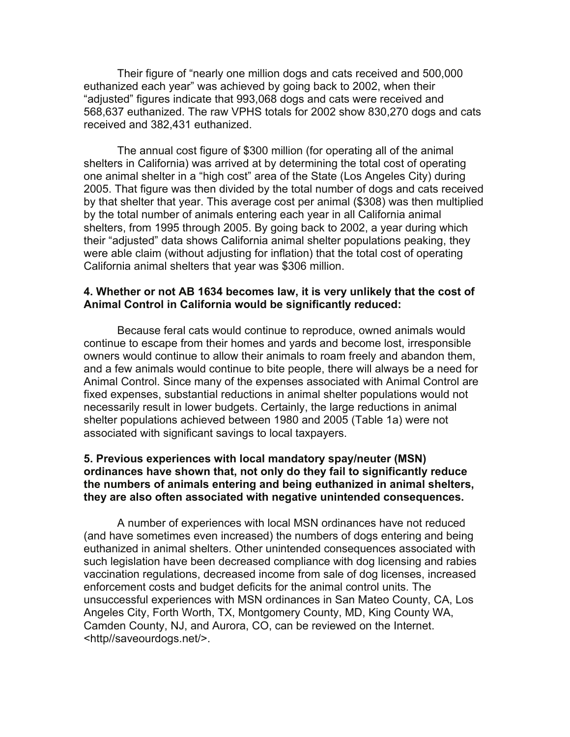Their figure of “nearly one million dogs and cats received and 500,000 euthanized each year” was achieved by going back to 2002, when their “adjusted” figures indicate that 993,068 dogs and cats were received and 568,637 euthanized. The raw VPHS totals for 2002 show 830,270 dogs and cats received and 382,431 euthanized.

The annual cost figure of $300 million (for operating all of the animal shelters in California) was arrived at by determining the total cost of operating one animal shelter in a “high cost” area of the State (Los Angeles City) during 2005. That figure was then divided by the total number of dogs and cats received by that shelter that year. This average cost per animal ($308) was then multiplied by the total number of animals entering each year in all California animal shelters, from 1995 through 2005. By going back to 2002, a year during which their “adjusted” data shows California animal shelter populations peaking, they were able claim (without adjusting for inflation) that the total cost of operating California animal shelters that year was $306 million.

**4. Whether or not AB 1634 becomes law, it is very unlikely that the cost of Animal Control in California would be significantly reduced:**

Because feral cats would continue to reproduce, owned animals would continue to escape from their homes and yards and become lost, irresponsible owners would continue to allow their animals to roam freely and abandon them, and a few animals would continue to bite people, there will always be a need for Animal Control. Since many of the expenses associated with Animal Control are fixed expenses, substantial reductions in animal shelter populations would not necessarily result in lower budgets. Certainly, the large reductions in animal shelter populations achieved between 1980 and 2005 (Table 1a) were not associated with significant savings to local taxpayers.

**5. Previous experiences with local mandatory spay/neuter (MSN) ordinances have shown that, not only do they fail to significantly reduce the numbers of animals entering and being euthanized in animal shelters, they are also often associated with negative unintended consequences.**

A number of experiences with local MSN ordinances have not reduced (and have sometimes even increased) the numbers of dogs entering and being euthanized in animal shelters. Other unintended consequences associated with such legislation have been decreased compliance with dog licensing and rabies vaccination regulations, decreased income from sale of dog licenses, increased enforcement costs and budget deficits for the animal control units. The unsuccessful experiences with MSN ordinances in San Mateo County, CA, Los Angeles City, Forth Worth, TX, Montgomery County, MD, King County WA, Camden County, NJ, and Aurora, CO, can be reviewed on the Internet. <http//saveourdogs.net/>.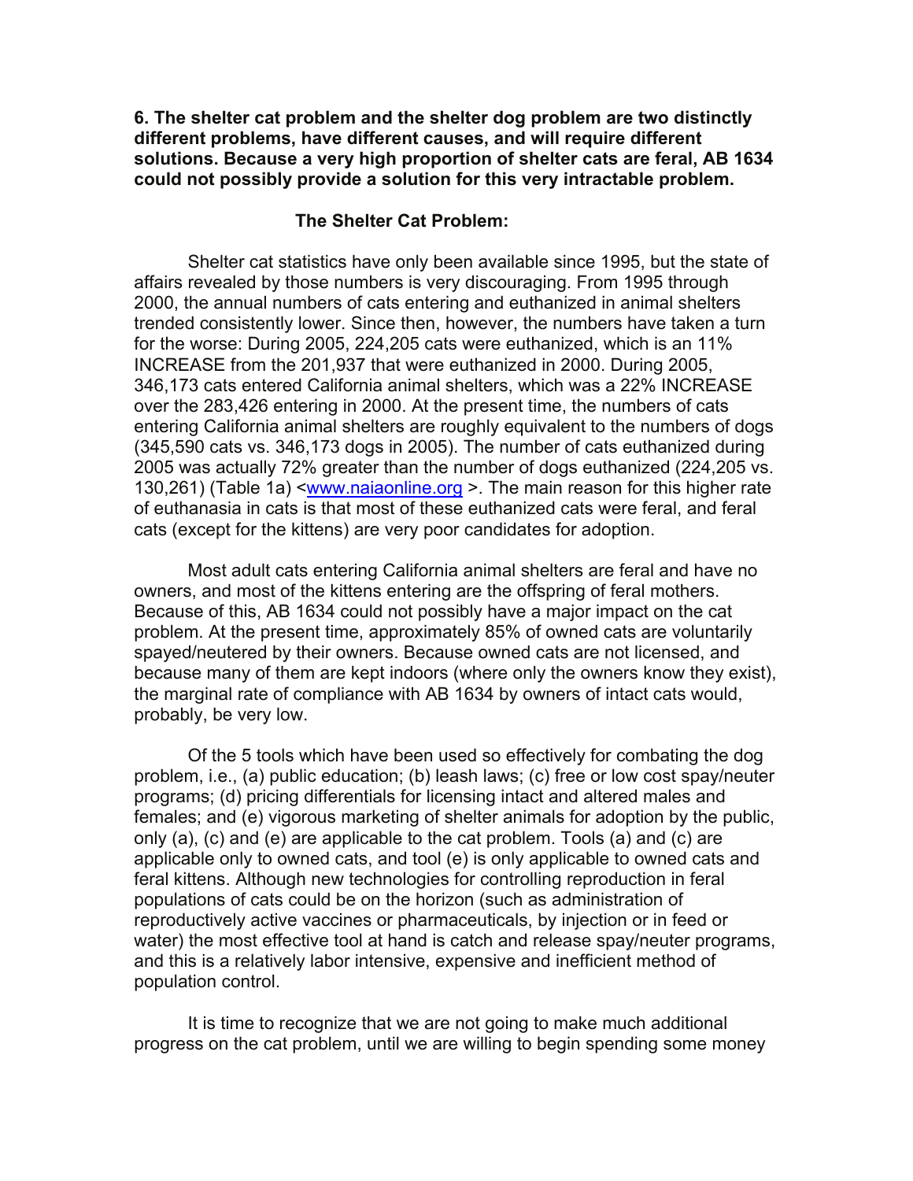**6. The shelter cat problem and the shelter dog problem are two distinctly different problems, have different causes, and will require different solutions. Because a very high proportion of shelter cats are feral, AB 1634 could not possibly provide a solution for this very intractable problem.**

**The Shelter Cat Problem:**

Shelter cat statistics have only been available since 1995, but the state of affairs revealed by those numbers is very discouraging. From 1995 through 2000, the annual numbers of cats entering and euthanized in animal shelters trended consistently lower. Since then, however, the numbers have taken a turn for the worse: During 2005, 224,205 cats were euthanized, which is an 11% INCREASE from the 201,937 that were euthanized in 2000. During 2005, 346,173 cats entered California animal shelters, which was a 22% INCREASE over the 283,426 entering in 2000. At the present time, the numbers of cats entering California animal shelters are roughly equivalent to the numbers of dogs (345,590 cats vs. 346,173 dogs in 2005). The number of cats euthanized during 2005 was actually 72% greater than the number of dogs euthanized (224,205 vs. 130,261) (Table 1a) <www.naiaonline.org >. The main reason for this higher rate of euthanasia in cats is that most of these euthanized cats were feral, and feral cats (except for the kittens) are very poor candidates for adoption.

Most adult cats entering California animal shelters are feral and have no owners, and most of the kittens entering are the offspring of feral mothers. Because of this, AB 1634 could not possibly have a major impact on the cat problem. At the present time, approximately 85% of owned cats are voluntarily spayed/neutered by their owners. Because owned cats are not licensed, and because many of them are kept indoors (where only the owners know they exist), the marginal rate of compliance with AB 1634 by owners of intact cats would, probably, be very low.

Of the 5 tools which have been used so effectively for combating the dog problem, i.e., (a) public education; (b) leash laws; (c) free or low cost spay/neuter programs; (d) pricing differentials for licensing intact and altered males and females; and (e) vigorous marketing of shelter animals for adoption by the public, only (a), (c) and (e) are applicable to the cat problem. Tools (a) and (c) are applicable only to owned cats, and tool (e) is only applicable to owned cats and feral kittens. Although new technologies for controlling reproduction in feral populations of cats could be on the horizon (such as administration of reproductively active vaccines or pharmaceuticals, by injection or in feed or water) the most effective tool at hand is catch and release spay/neuter programs, and this is a relatively labor intensive, expensive and inefficient method of population control.

It is time to recognize that we are not going to make much additional progress on the cat problem, until we are willing to begin spending some money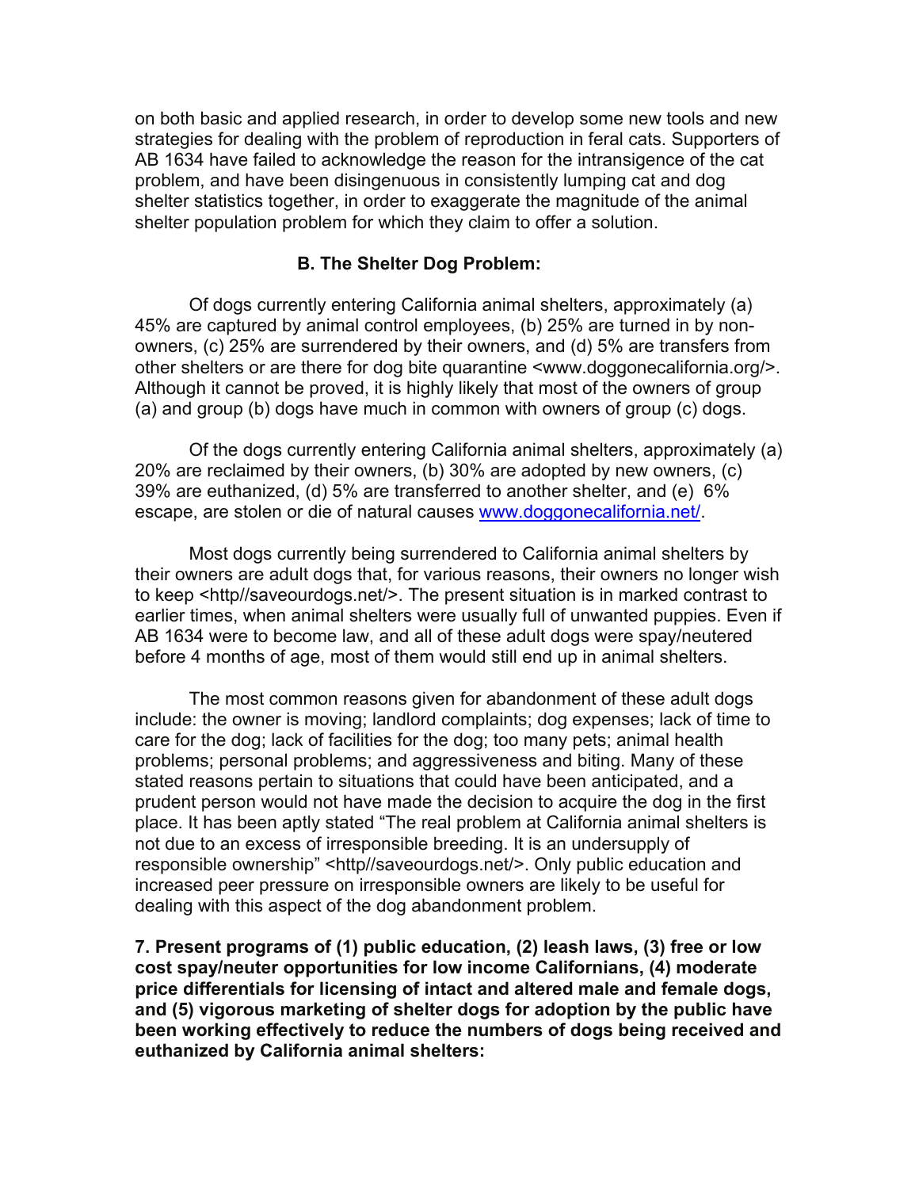on both basic and applied research, in order to develop some new tools and new strategies for dealing with the problem of reproduction in feral cats. Supporters of AB 1634 have failed to acknowledge the reason for the intransigence of the cat problem, and have been disingenuous in consistently lumping cat and dog shelter statistics together, in order to exaggerate the magnitude of the animal shelter population problem for which they claim to offer a solution.

### B. The Shelter Dog Problem:

Of dogs currently entering California animal shelters, approximately (a) 45% are captured by animal control employees, (b) 25% are turned in by non-owners, (c) 25% are surrendered by their owners, and (d) 5% are transfers from other shelters or are there for dog bite quarantine <www.doggonecalifornia.org/>. Although it cannot be proved, it is highly likely that most of the owners of group (a) and group (b) dogs have much in common with owners of group (c) dogs.

Of the dogs currently entering California animal shelters, approximately (a) 20% are reclaimed by their owners, (b) 30% are adopted by new owners, (c) 39% are euthanized, (d) 5% are transferred to another shelter, and (e) 6% escape, are stolen or die of natural causes www.doggonecalifornia.net/.

Most dogs currently being surrendered to California animal shelters by their owners are adult dogs that, for various reasons, their owners no longer wish to keep <http//saveourdogs.net/>. The present situation is in marked contrast to earlier times, when animal shelters were usually full of unwanted puppies. Even if AB 1634 were to become law, and all of these adult dogs were spay/neutered before 4 months of age, most of them would still end up in animal shelters.

The most common reasons given for abandonment of these adult dogs include: the owner is moving; landlord complaints; dog expenses; lack of time to care for the dog; lack of facilities for the dog; too many pets; animal health problems; personal problems; and aggressiveness and biting. Many of these stated reasons pertain to situations that could have been anticipated, and a prudent person would not have made the decision to acquire the dog in the first place. It has been aptly stated "The real problem at California animal shelters is not due to an excess of irresponsible breeding. It is an undersupply of responsible ownership" <http//saveourdogs.net/>. Only public education and increased peer pressure on irresponsible owners are likely to be useful for dealing with this aspect of the dog abandonment problem.

**7. Present programs of (1) public education, (2) leash laws, (3) free or low cost spay/neuter opportunities for low income Californians, (4) moderate price differentials for licensing of intact and altered male and female dogs, and (5) vigorous marketing of shelter dogs for adoption by the public have been working effectively to reduce the numbers of dogs being received and euthanized by California animal shelters:**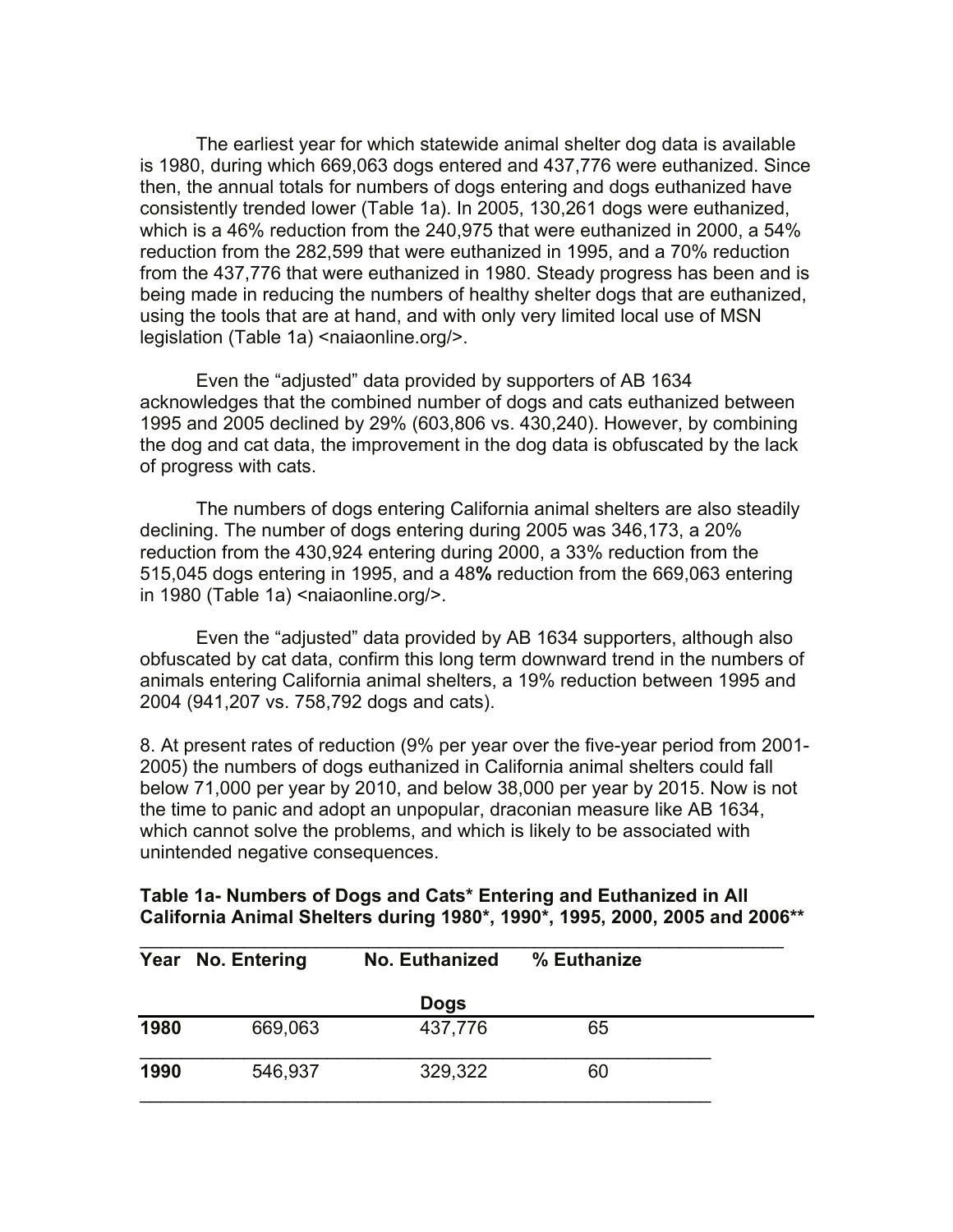The earliest year for which statewide animal shelter dog data is available is 1980, during which 669,063 dogs entered and 437,776 were euthanized. Since then, the annual totals for numbers of dogs entering and dogs euthanized have consistently trended lower (Table 1a). In 2005, 130,261 dogs were euthanized, which is a 46% reduction from the 240,975 that were euthanized in 2000, a 54% reduction from the 282,599 that were euthanized in 1995, and a 70% reduction from the 437,776 that were euthanized in 1980. Steady progress has been and is being made in reducing the numbers of healthy shelter dogs that are euthanized, using the tools that are at hand, and with only very limited local use of MSN legislation (Table 1a) <naiaonline.org/>.

Even the "adjusted" data provided by supporters of AB 1634 acknowledges that the combined number of dogs and cats euthanized between 1995 and 2005 declined by 29% (603,806 vs. 430,240). However, by combining the dog and cat data, the improvement in the dog data is obfuscated by the lack of progress with cats.

The numbers of dogs entering California animal shelters are also steadily declining. The number of dogs entering during 2005 was 346,173, a 20% reduction from the 430,924 entering during 2000, a 33% reduction from the 515,045 dogs entering in 1995, and a 48**%** reduction from the 669,063 entering in 1980 (Table 1a) <naiaonline.org/>.

Even the "adjusted" data provided by AB 1634 supporters, although also obfuscated by cat data, confirm this long term downward trend in the numbers of animals entering California animal shelters, a 19% reduction between 1995 and 2004 (941,207 vs. 758,792 dogs and cats).

8. At present rates of reduction (9% per year over the five-year period from 2001-2005) the numbers of dogs euthanized in California animal shelters could fall below 71,000 per year by 2010, and below 38,000 per year by 2015. Now is not the time to panic and adopt an unpopular, draconian measure like AB 1634, which cannot solve the problems, and which is likely to be associated with unintended negative consequences.

**Table 1a- Numbers of Dogs and Cats* Entering and Euthanized in All California Animal Shelters during 1980*, 1990*, 1995, 2000, 2005 and 2006****

| Year | No. Entering | No. Euthanized | % Euthanize |
|---|---|---|---|
| | | **Dogs** | |
| **1980** | 669,063 | 437,776 | 65 |
| **1990** | 546,937 | 329,322 | 60 |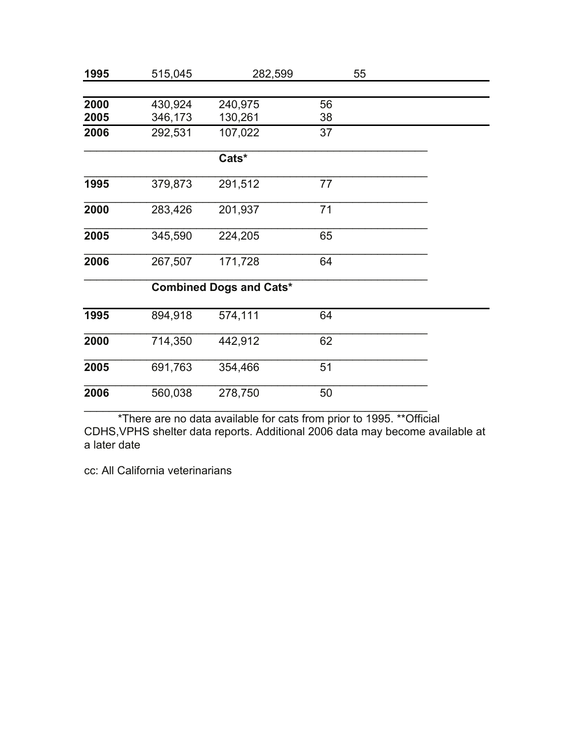| | | | |
|---|---|---|---|
| **1995** | 515,045 | 282,599 | 55 |
| **2000** | 430,924 | 240,975 | 56 |
| **2005** | 346,173 | 130,261 | 38 |
| **2006** | 292,531 | 107,022 | 37 |
| | | **Cats*** | |
| **1995** | 379,873 | 291,512 | 77 |
| **2000** | 283,426 | 201,937 | 71 |
| **2005** | 345,590 | 224,205 | 65 |
| **2006** | 267,507 | 171,728 | 64 |
| | **Combined Dogs and Cats*** | | |
| **1995** | 894,918 | 574,111 | 64 |
| **2000** | 714,350 | 442,912 | 62 |
| **2005** | 691,763 | 354,466 | 51 |
| **2006** | 560,038 | 278,750 | 50 |

*There are no data available for cats from prior to 1995. **Official CDHS,VPHS shelter data reports. Additional 2006 data may become available at a later date

cc: All California veterinarians